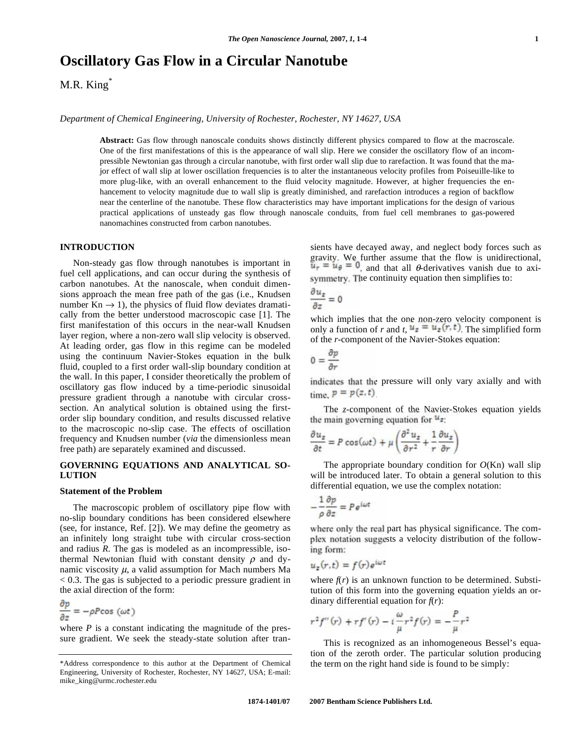# Oscillatory Gas Flow in a Circular Nanotube

M.R. King*

*Department of Chemical Engineering, University of Rochester, Rochester, NY 14627, USA*

**Abstract:** Gas flow through nanoscale conduits shows distinctly different physics compared to flow at the macroscale. One of the first manifestations of this is the appearance of wall slip. Here we consider the oscillatory flow of an incompressible Newtonian gas through a circular nanotube, with first order wall slip due to rarefaction. It was found that the major effect of wall slip at lower oscillation frequencies is to alter the instantaneous velocity profiles from Poiseuille-like to more plug-like, with an overall enhancement to the fluid velocity magnitude. However, at higher frequencies the enhancement to velocity magnitude due to wall slip is greatly diminished, and rarefaction introduces a region of backflow near the centerline of the nanotube. These flow characteristics may have important implications for the design of various practical applications of unsteady gas flow through nanoscale conduits, from fuel cell membranes to gas-powered nanomachines constructed from carbon nanotubes.

## INTRODUCTION

Non-steady gas flow through nanotubes is important in fuel cell applications, and can occur during the synthesis of carbon nanotubes. At the nanoscale, when conduit dimensions approach the mean free path of the gas (i.e., Knudsen number Kn $\rightarrow$ 1), the physics of fluid flow deviates dramatically from the better understood macroscopic case [1]. The first manifestation of this occurs in the near-wall Knudsen layer region, where a non-zero wall slip velocity is observed. At leading order, gas flow in this regime can be modeled using the continuum Navier-Stokes equation in the bulk fluid, coupled to a first order wall-slip boundary condition at the wall. In this paper, I consider theoretically the problem of oscillatory gas flow induced by a time-periodic sinusoidal pressure gradient through a nanotube with circular cross-section. An analytical solution is obtained using the first-order slip boundary condition, and results discussed relative to the macroscopic no-slip case. The effects of oscillation frequency and Knudsen number (*via* the dimensionless mean free path) are separately examined and discussed.

## GOVERNING EQUATIONS AND ANALYTICAL SOLUTION

### Statement of the Problem

The macroscopic problem of oscillatory pipe flow with no-slip boundary conditions has been considered elsewhere (see, for instance, Ref. [2]). We may define the geometry as an infinitely long straight tube with circular cross-section and radius $R$. The gas is modeled as an incompressible, isothermal Newtonian fluid with constant density $\rho$ and dynamic viscosity $\mu$, a valid assumption for Mach numbers Ma < 0.3. The gas is subjected to a periodic pressure gradient in the axial direction of the form:

$$\frac{\partial p}{\partial z} = -\rho P \cos(\omega t)$$

where $P$ is a constant indicating the magnitude of the pressure gradient. We seek the steady-state solution after transients have decayed away, and neglect body forces such as gravity. We further assume that the flow is unidirectional, $u_r = u_\theta = 0$, and that all $\theta$-derivatives vanish due to axisymmetry. The continuity equation then simplifies to:

$$\frac{\partial u_z}{\partial z} = 0$$

which implies that the one non-zero velocity component is only a function of $r$ and $t$, $u_z = u_z(r,t)$. The simplified form of the $r$-component of the Navier-Stokes equation:

$$0 = \frac{\partial p}{\partial r}$$

indicates that the pressure will only vary axially and with time, $p = p(z,t)$.

The $z$-component of the Navier-Stokes equation yields the main governing equation for $u_z$:

$$\frac{\partial u_z}{\partial t} = P\cos(\omega t) + \mu\left(\frac{\partial^2 u_z}{\partial r^2} + \frac{1}{r}\frac{\partial u_z}{\partial r}\right)$$

The appropriate boundary condition for $O$(Kn) wall slip will be introduced later. To obtain a general solution to this differential equation, we use the complex notation:

$$-\frac{1}{\rho}\frac{\partial p}{\partial z} = P e^{i\omega t}$$

where only the real part has physical significance. The complex notation suggests a velocity distribution of the following form:

$$u_z(r,t) = f(r)e^{i\omega t}$$

where $f(r)$ is an unknown function to be determined. Substitution of this form into the governing equation yields an ordinary differential equation for $f(r)$:

$$r^2 f''(r) + r f'(r) - i\frac{\omega}{\mu} r^2 f(r) = -\frac{P}{\mu} r^2$$

This is recognized as an inhomogeneous Bessel's equation of the zeroth order. The particular solution producing the term on the right hand side is found to be simply:

*Address correspondence to this author at the Department of Chemical Engineering, University of Rochester, Rochester, NY 14627, USA; E-mail: mike_king@urmc.rochester.edu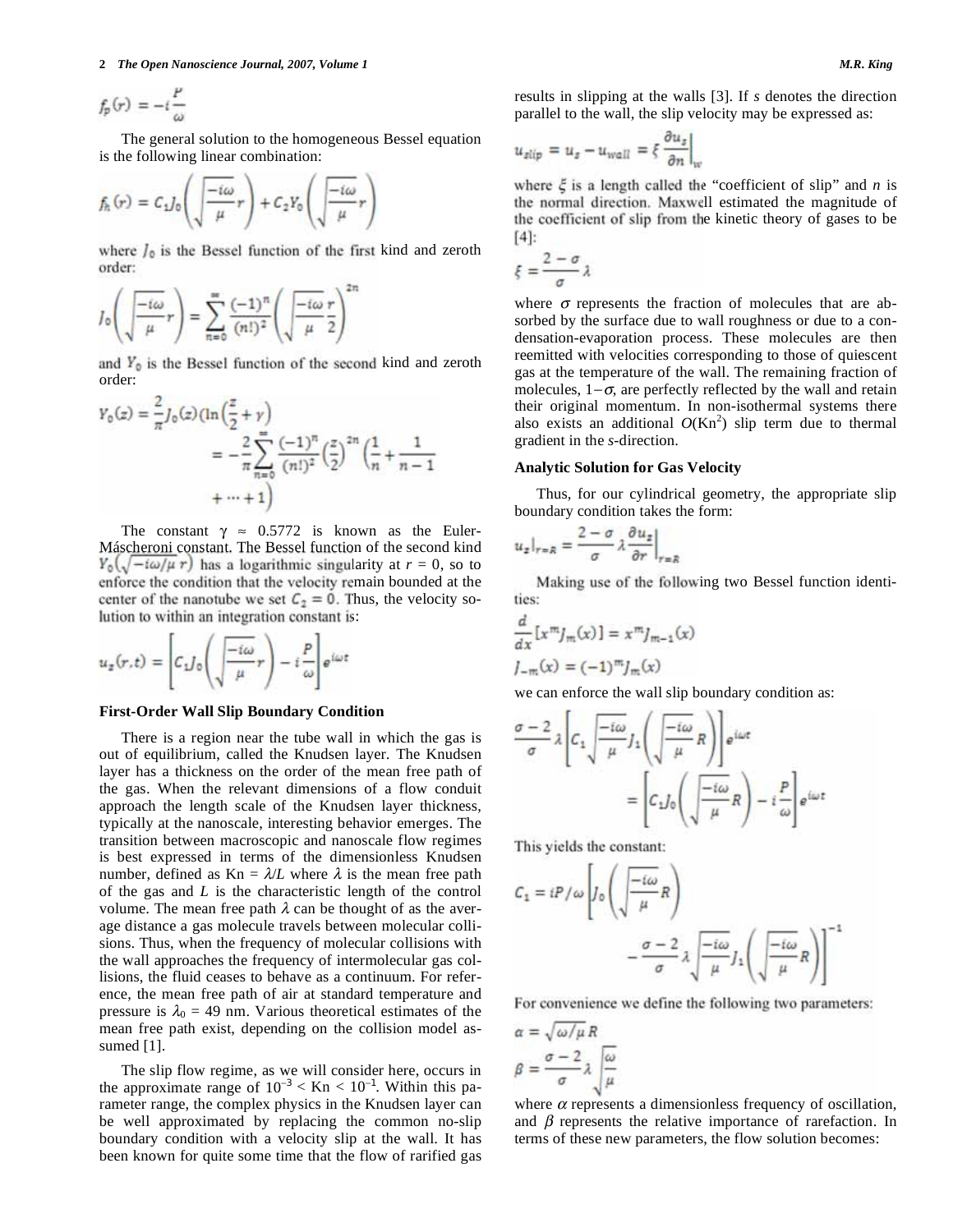$$f_p(r) = -i\frac{P}{\omega}$$

The general solution to the homogeneous Bessel equation is the following linear combination:

$$f_h(r) = C_1 J_0\left(\sqrt{\frac{-i\omega}{\mu}}r\right) + C_2 Y_0\left(\sqrt{\frac{-i\omega}{\mu}}r\right)$$

where $J_0$ is the Bessel function of the first kind and zeroth order:

$$J_0\left(\sqrt{\frac{-i\omega}{\mu}}r\right) = \sum_{n=0}^{\infty}\frac{(-1)^n}{(n!)^2}\left(\sqrt{\frac{-i\omega}{\mu}}\frac{r}{2}\right)^{2n}$$

and $Y_0$ is the Bessel function of the second kind and zeroth order:

$$Y_0(z) = \frac{2}{\pi}J_0(z)\left(\ln\left(\frac{z}{2}+\gamma\right)\right. = -\frac{2}{\pi}\sum_{n=0}^{\infty}\frac{(-1)^n}{(n!)^2}\left(\frac{z}{2}\right)^{2n}\left(\frac{1}{n}+\frac{1}{n-1}\right. \left.\left. + \cdots + 1\right)\right.$$

The constant $\gamma \approx 0.5772$ is known as the Euler-Máscheroni constant. The Bessel function of the second kind $Y_0(\sqrt{-i\omega/\mu}\,r)$ has a logarithmic singularity at $r = 0$, so to enforce the condition that the velocity remain bounded at the center of the nanotube we set $C_2 = 0$. Thus, the velocity solution to within an integration constant is:

$$u_z(r,t) = \left[C_1 J_0\left(\sqrt{\frac{-i\omega}{\mu}}r\right) - i\frac{P}{\omega}\right]e^{i\omega t}$$

### First-Order Wall Slip Boundary Condition

There is a region near the tube wall in which the gas is out of equilibrium, called the Knudsen layer. The Knudsen layer has a thickness on the order of the mean free path of the gas. When the relevant dimensions of a flow conduit approach the length scale of the Knudsen layer thickness, typically at the nanoscale, interesting behavior emerges. The transition between macroscopic and nanoscale flow regimes is best expressed in terms of the dimensionless Knudsen number, defined as $\mathrm{Kn} = \lambda/L$ where $\lambda$ is the mean free path of the gas and $L$ is the characteristic length of the control volume. The mean free path $\lambda$ can be thought of as the average distance a gas molecule travels between molecular collisions. Thus, when the frequency of molecular collisions with the wall approaches the frequency of intermolecular gas collisions, the fluid ceases to behave as a continuum. For reference, the mean free path of air at standard temperature and pressure is $\lambda_0 = 49$ nm. Various theoretical estimates of the mean free path exist, depending on the collision model assumed [1].

The slip flow regime, as we will consider here, occurs in the approximate range of $10^{-3} < \mathrm{Kn} < 10^{-1}$. Within this parameter range, the complex physics in the Knudsen layer can be well approximated by replacing the common no-slip boundary condition with a velocity slip at the wall. It has been known for quite some time that the flow of rarified gas results in slipping at the walls [3]. If $s$ denotes the direction parallel to the wall, the slip velocity may be expressed as:

$$u_{slip} = u_s - u_{wall} = \xi\left.\frac{\partial u_s}{\partial n}\right|_w$$

where $\xi$ is a length called the "coefficient of slip" and $n$ is the normal direction. Maxwell estimated the magnitude of the coefficient of slip from the kinetic theory of gases to be [4]:

$$\xi = \frac{2-\sigma}{\sigma}\lambda$$

where $\sigma$ represents the fraction of molecules that are absorbed by the surface due to wall roughness or due to a condensation-evaporation process. These molecules are then reemitted with velocities corresponding to those of quiescent gas at the temperature of the wall. The remaining fraction of molecules, $1-\sigma$, are perfectly reflected by the wall and retain their original momentum. In non-isothermal systems there also exists an additional $O(\mathrm{Kn}^2)$ slip term due to thermal gradient in the $s$-direction.

### Analytic Solution for Gas Velocity

Thus, for our cylindrical geometry, the appropriate slip boundary condition takes the form:

$$u_z|_{r=R} = \frac{2-\sigma}{\sigma}\lambda\left.\frac{\partial u_z}{\partial r}\right|_{r=R}$$

Making use of the following two Bessel function identities:

$$\frac{d}{dx}[x^m J_m(x)] = x^m J_{m-1}(x)$$

$$J_{-m}(x) = (-1)^m J_m(x)$$

we can enforce the wall slip boundary condition as:

$$\frac{\sigma-2}{\sigma}\lambda\left[C_1\sqrt{\frac{-i\omega}{\mu}}J_1\left(\sqrt{\frac{-i\omega}{\mu}}R\right)\right]e^{i\omega t} = \left[C_1 J_0\left(\sqrt{\frac{-i\omega}{\mu}}R\right) - i\frac{P}{\omega}\right]e^{i\omega t}$$

This yields the constant:

$$C_1 = iP/\omega\left[J_0\left(\sqrt{\frac{-i\omega}{\mu}}R\right) - \frac{\sigma-2}{\sigma}\lambda\sqrt{\frac{-i\omega}{\mu}}J_1\left(\sqrt{\frac{-i\omega}{\mu}}R\right)\right]^{-1}$$

For convenience we define the following two parameters:

$$\alpha = \sqrt{\omega/\mu}\,R$$

$$\beta = \frac{\sigma-2}{\sigma}\lambda\sqrt{\frac{\omega}{\mu}}$$

where $\alpha$ represents a dimensionless frequency of oscillation, and $\beta$ represents the relative importance of rarefaction. In terms of these new parameters, the flow solution becomes: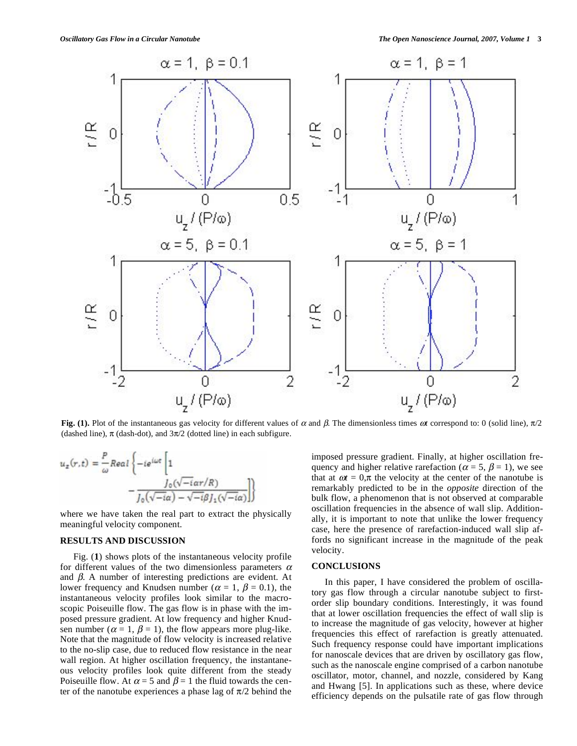**Fig. (1).** Plot of the instantaneous gas velocity for different values of $\alpha$ and $\beta$. The dimensionless times $\omega t$ correspond to: 0 (solid line), $\pi/2$ (dashed line), $\pi$ (dash-dot), and $3\pi/2$ (dotted line) in each subfigure.

$$u_z(r,t) = \frac{P}{\omega} Real\left\{-ie^{i\omega t}\left[1 - \frac{J_0(\sqrt{-i}\alpha r/R)}{J_0(\sqrt{-i}\alpha) - \sqrt{-i}\beta J_1(\sqrt{-i}\alpha)}\right]\right\}$$

where we have taken the real part to extract the physically meaningful velocity component.

## RESULTS AND DISCUSSION

Fig. (**1**) shows plots of the instantaneous velocity profile for different values of the two dimensionless parameters $\alpha$ and $\beta$. A number of interesting predictions are evident. At lower frequency and Knudsen number ($\alpha$ = 1, $\beta$ = 0.1), the instantaneous velocity profiles look similar to the macroscopic Poiseuille flow. The gas flow is in phase with the imposed pressure gradient. At low frequency and higher Knudsen number ($\alpha$ = 1, $\beta$ = 1), the flow appears more plug-like. Note that the magnitude of flow velocity is increased relative to the no-slip case, due to reduced flow resistance in the near wall region. At higher oscillation frequency, the instantaneous velocity profiles look quite different from the steady Poiseuille flow. At $\alpha$ = 5 and $\beta$ = 1 the fluid towards the center of the nanotube experiences a phase lag of $\pi/2$ behind the imposed pressure gradient. Finally, at higher oscillation frequency and higher relative rarefaction ($\alpha$ = 5, $\beta$ = 1), we see that at $\omega t = 0,\pi$ the velocity at the center of the nanotube is remarkably predicted to be in the *opposite* direction of the bulk flow, a phenomenon that is not observed at comparable oscillation frequencies in the absence of wall slip. Additionally, it is important to note that unlike the lower frequency case, here the presence of rarefaction-induced wall slip affords no significant increase in the magnitude of the peak velocity.

## CONCLUSIONS

In this paper, I have considered the problem of oscillatory gas flow through a circular nanotube subject to first-order slip boundary conditions. Interestingly, it was found that at lower oscillation frequencies the effect of wall slip is to increase the magnitude of gas velocity, however at higher frequencies this effect of rarefaction is greatly attenuated. Such frequency response could have important implications for nanoscale devices that are driven by oscillatory gas flow, such as the nanoscale engine comprised of a carbon nanotube oscillator, motor, channel, and nozzle, considered by Kang and Hwang [5]. In applications such as these, where device efficiency depends on the pulsatile rate of gas flow through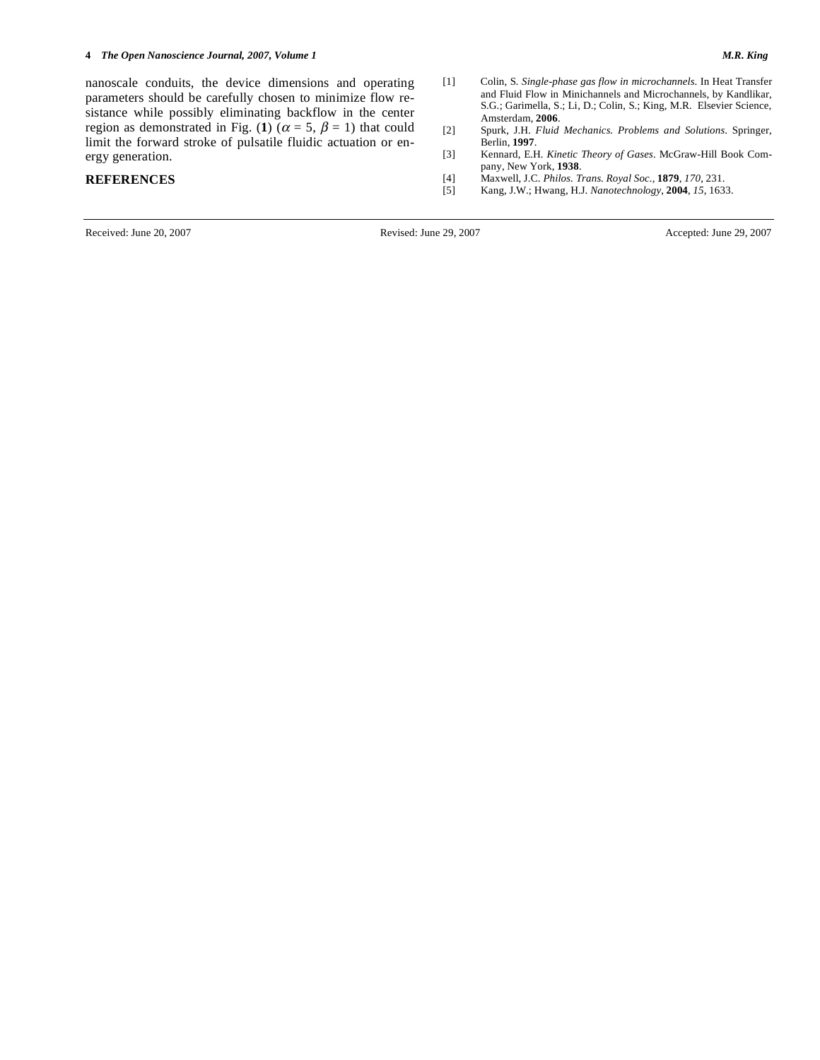nanoscale conduits, the device dimensions and operating parameters should be carefully chosen to minimize flow resistance while possibly eliminating backflow in the center region as demonstrated in Fig. (**1**) ($\alpha = 5$, $\beta = 1$) that could limit the forward stroke of pulsatile fluidic actuation or energy generation.

## REFERENCES

[1] Colin, S. *Single-phase gas flow in microchannels*. In Heat Transfer and Fluid Flow in Minichannels and Microchannels, by Kandlikar, S.G.; Garimella, S.; Li, D.; Colin, S.; King, M.R. Elsevier Science, Amsterdam, **2006**.

[2] Spurk, J.H. *Fluid Mechanics. Problems and Solutions*. Springer, Berlin, **1997**.

[3] Kennard, E.H. *Kinetic Theory of Gases*. McGraw-Hill Book Company, New York, **1938**.

[4] Maxwell, J.C. *Philos. Trans. Royal Soc.*, **1879**, *170*, 231.

[5] Kang, J.W.; Hwang, H.J. *Nanotechnology*, **2004**, *15*, 1633.

Received: June 20, 2007 Revised: June 29, 2007 Accepted: June 29, 2007